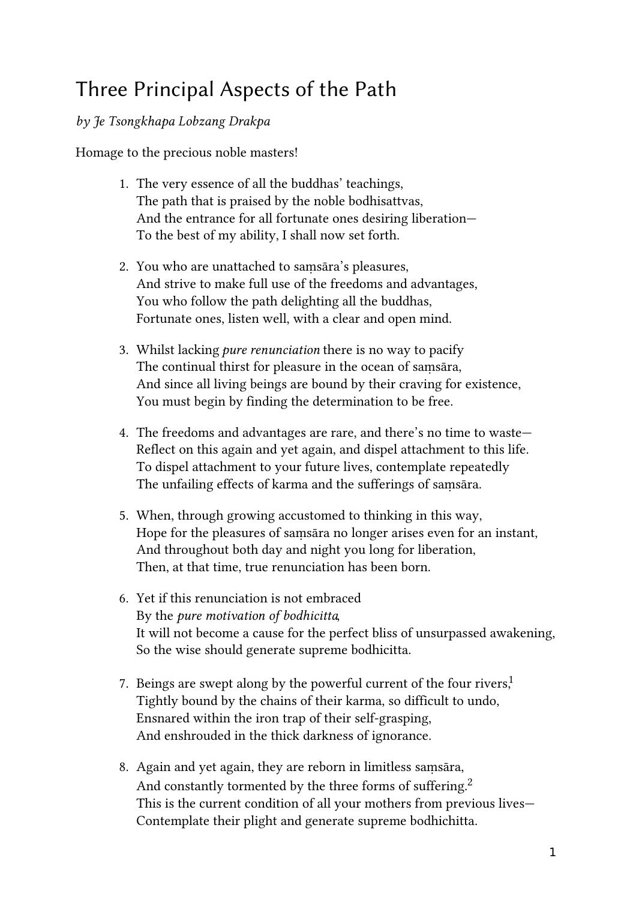# Three Principal Aspects of the Path

*by Je Tsongkhapa Lobzang Drakpa*

Homage to the precious noble masters!

1. The very essence of all the buddhas' teachings,  
   The path that is praised by the noble bodhisattvas,  
   And the entrance for all fortunate ones desiring liberation—  
   To the best of my ability, I shall now set forth.

2. You who are unattached to saṃsāra's pleasures,  
   And strive to make full use of the freedoms and advantages,  
   You who follow the path delighting all the buddhas,  
   Fortunate ones, listen well, with a clear and open mind.

3. Whilst lacking *pure renunciation* there is no way to pacify  
   The continual thirst for pleasure in the ocean of saṃsāra,  
   And since all living beings are bound by their craving for existence,  
   You must begin by finding the determination to be free.

4. The freedoms and advantages are rare, and there's no time to waste—  
   Reflect on this again and yet again, and dispel attachment to this life.  
   To dispel attachment to your future lives, contemplate repeatedly  
   The unfailing effects of karma and the sufferings of saṃsāra.

5. When, through growing accustomed to thinking in this way,  
   Hope for the pleasures of saṃsāra no longer arises even for an instant,  
   And throughout both day and night you long for liberation,  
   Then, at that time, true renunciation has been born.

6. Yet if this renunciation is not embraced  
   By the *pure motivation of bodhicitta*,  
   It will not become a cause for the perfect bliss of unsurpassed awakening,  
   So the wise should generate supreme bodhicitta.

7. Beings are swept along by the powerful current of the four rivers,[1]  
   Tightly bound by the chains of their karma, so difficult to undo,  
   Ensnared within the iron trap of their self-grasping,  
   And enshrouded in the thick darkness of ignorance.

8. Again and yet again, they are reborn in limitless saṃsāra,  
   And constantly tormented by the three forms of suffering.[2]  
   This is the current condition of all your mothers from previous lives—  
   Contemplate their plight and generate supreme bodhichitta.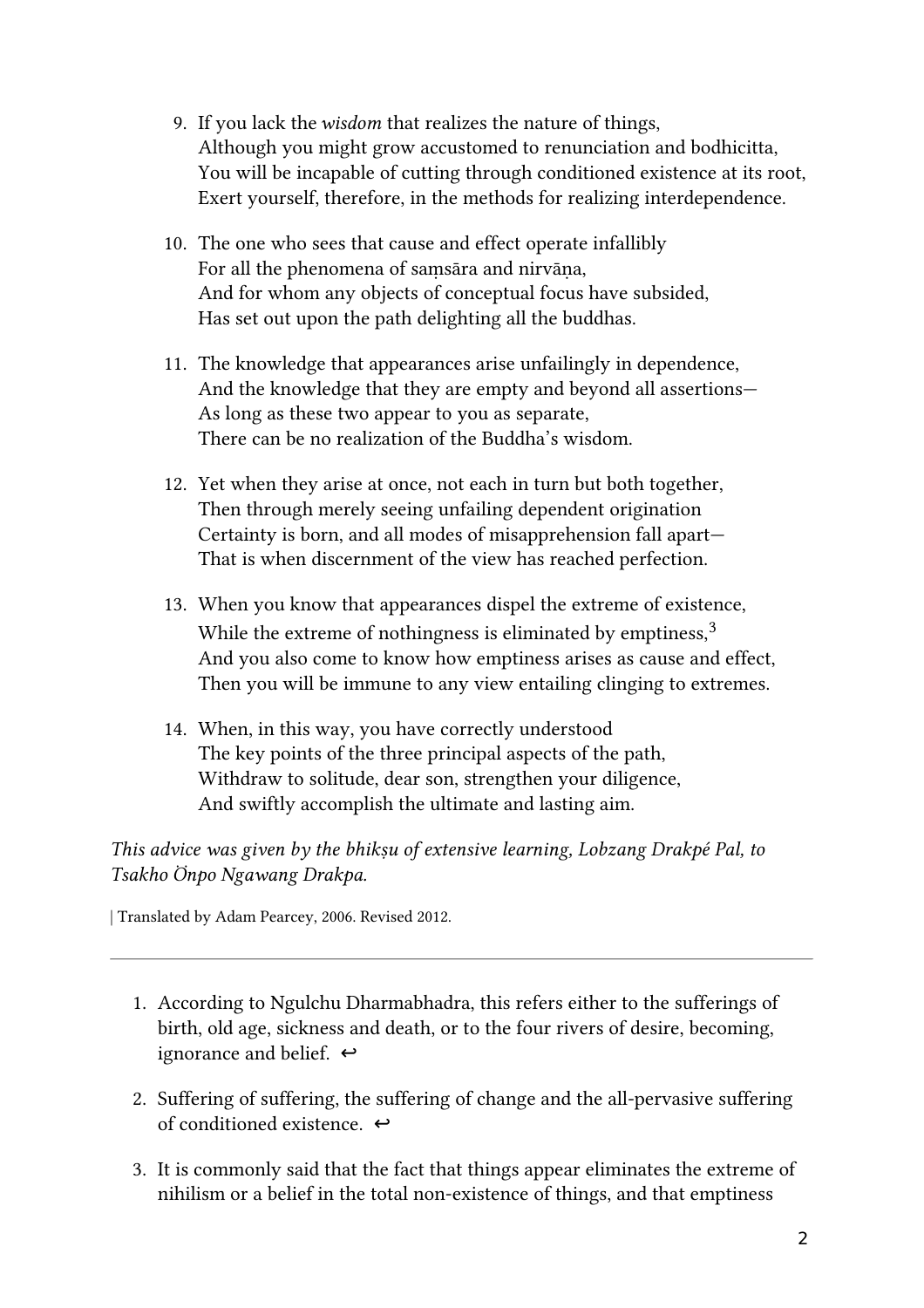9. If you lack the *wisdom* that realizes the nature of things,
   Although you might grow accustomed to renunciation and bodhicitta,
   You will be incapable of cutting through conditioned existence at its root,
   Exert yourself, therefore, in the methods for realizing interdependence.

10. The one who sees that cause and effect operate infallibly
    For all the phenomena of saṃsāra and nirvāṇa,
    And for whom any objects of conceptual focus have subsided,
    Has set out upon the path delighting all the buddhas.

11. The knowledge that appearances arise unfailingly in dependence,
    And the knowledge that they are empty and beyond all assertions—
    As long as these two appear to you as separate,
    There can be no realization of the Buddha's wisdom.

12. Yet when they arise at once, not each in turn but both together,
    Then through merely seeing unfailing dependent origination
    Certainty is born, and all modes of misapprehension fall apart—
    That is when discernment of the view has reached perfection.

13. When you know that appearances dispel the extreme of existence,
    While the extreme of nothingness is eliminated by emptiness,[3]
    And you also come to know how emptiness arises as cause and effect,
    Then you will be immune to any view entailing clinging to extremes.

14. When, in this way, you have correctly understood
    The key points of the three principal aspects of the path,
    Withdraw to solitude, dear son, strengthen your diligence,
    And swiftly accomplish the ultimate and lasting aim.

*This advice was given by the bhikṣu of extensive learning, Lobzang Drakpé Pal, to Tsakho Önpo Ngawang Drakpa.*

| Translated by Adam Pearcey, 2006. Revised 2012.

---

1. According to Ngulchu Dharmabhadra, this refers either to the sufferings of birth, old age, sickness and death, or to the four rivers of desire, becoming, ignorance and belief. ↩

2. Suffering of suffering, the suffering of change and the all-pervasive suffering of conditioned existence. ↩

3. It is commonly said that the fact that things appear eliminates the extreme of nihilism or a belief in the total non-existence of things, and that emptiness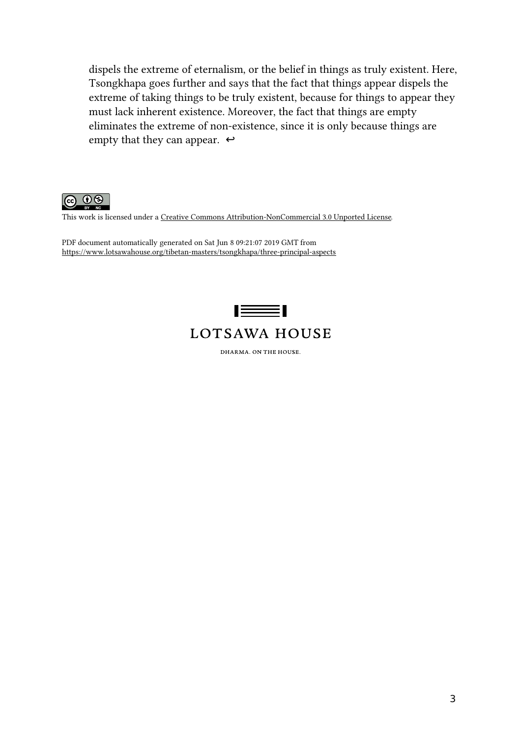dispels the extreme of eternalism, or the belief in things as truly existent. Here, Tsongkhapa goes further and says that the fact that things appear dispels the extreme of taking things to be truly existent, because for things to appear they must lack inherent existence. Moreover, the fact that things are empty eliminates the extreme of non-existence, since it is only because things are empty that they can appear. ↩

This work is licensed under a Creative Commons Attribution-NonCommercial 3.0 Unported License.

PDF document automatically generated on Sat Jun 8 09:21:07 2019 GMT from https://www.lotsawahouse.org/tibetan-masters/tsongkhapa/three-principal-aspects

LOTSAWA HOUSE

DHARMA. ON THE HOUSE.